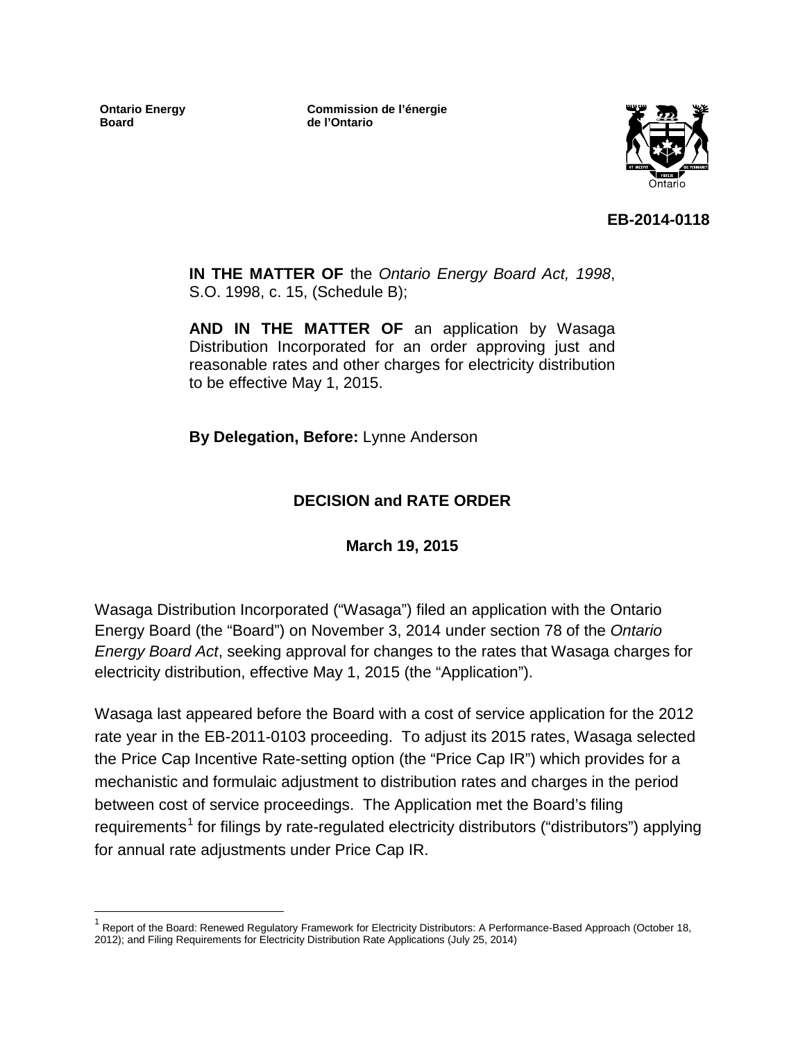**Ontario Energy Board**

**Commission de l'énergie de l'Ontario**

**EB-2014-0118**

**IN THE MATTER OF** the *Ontario Energy Board Act, 1998*, S.O. 1998, c. 15, (Schedule B);

**AND IN THE MATTER OF** an application by Wasaga Distribution Incorporated for an order approving just and reasonable rates and other charges for electricity distribution to be effective May 1, 2015.

**By Delegation, Before:** Lynne Anderson

## DECISION and RATE ORDER

**March 19, 2015**

Wasaga Distribution Incorporated ("Wasaga") filed an application with the Ontario Energy Board (the "Board") on November 3, 2014 under section 78 of the *Ontario Energy Board Act*, seeking approval for changes to the rates that Wasaga charges for electricity distribution, effective May 1, 2015 (the "Application").

Wasaga last appeared before the Board with a cost of service application for the 2012 rate year in the EB-2011-0103 proceeding. To adjust its 2015 rates, Wasaga selected the Price Cap Incentive Rate-setting option (the "Price Cap IR") which provides for a mechanistic and formulaic adjustment to distribution rates and charges in the period between cost of service proceedings. The Application met the Board's filing requirements[1] for filings by rate-regulated electricity distributors ("distributors") applying for annual rate adjustments under Price Cap IR.

[1] Report of the Board: Renewed Regulatory Framework for Electricity Distributors: A Performance-Based Approach (October 18, 2012); and Filing Requirements for Electricity Distribution Rate Applications (July 25, 2014)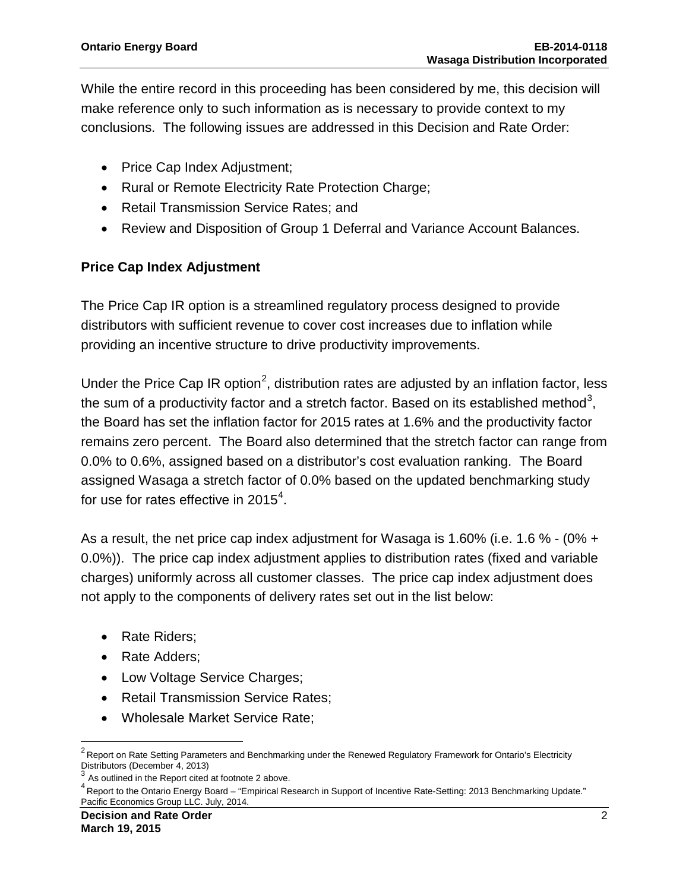While the entire record in this proceeding has been considered by me, this decision will make reference only to such information as is necessary to provide context to my conclusions. The following issues are addressed in this Decision and Rate Order:

- Price Cap Index Adjustment;
- Rural or Remote Electricity Rate Protection Charge;
- Retail Transmission Service Rates; and
- Review and Disposition of Group 1 Deferral and Variance Account Balances.

**Price Cap Index Adjustment**

The Price Cap IR option is a streamlined regulatory process designed to provide distributors with sufficient revenue to cover cost increases due to inflation while providing an incentive structure to drive productivity improvements.

Under the Price Cap IR option[2], distribution rates are adjusted by an inflation factor, less the sum of a productivity factor and a stretch factor. Based on its established method[3], the Board has set the inflation factor for 2015 rates at 1.6% and the productivity factor remains zero percent. The Board also determined that the stretch factor can range from 0.0% to 0.6%, assigned based on a distributor's cost evaluation ranking. The Board assigned Wasaga a stretch factor of 0.0% based on the updated benchmarking study for use for rates effective in 2015[4].

As a result, the net price cap index adjustment for Wasaga is 1.60% (i.e. 1.6 % - (0% + 0.0%)). The price cap index adjustment applies to distribution rates (fixed and variable charges) uniformly across all customer classes. The price cap index adjustment does not apply to the components of delivery rates set out in the list below:

- Rate Riders;
- Rate Adders;
- Low Voltage Service Charges;
- Retail Transmission Service Rates;
- Wholesale Market Service Rate;

[2] Report on Rate Setting Parameters and Benchmarking under the Renewed Regulatory Framework for Ontario's Electricity Distributors (December 4, 2013)

[3] As outlined in the Report cited at footnote 2 above.

[4] Report to the Ontario Energy Board – "Empirical Research in Support of Incentive Rate-Setting: 2013 Benchmarking Update." Pacific Economics Group LLC. July, 2014.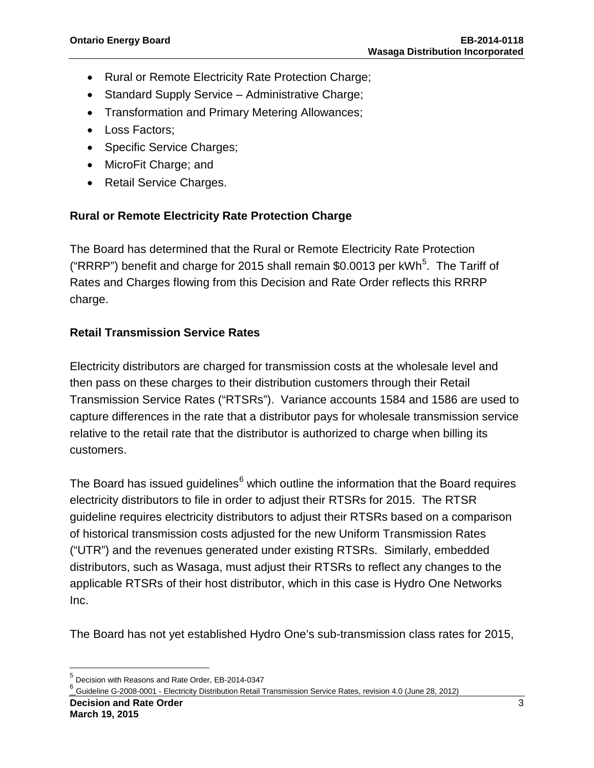- Rural or Remote Electricity Rate Protection Charge;
- Standard Supply Service – Administrative Charge;
- Transformation and Primary Metering Allowances;
- Loss Factors;
- Specific Service Charges;
- MicroFit Charge; and
- Retail Service Charges.

## Rural or Remote Electricity Rate Protection Charge

The Board has determined that the Rural or Remote Electricity Rate Protection ("RRRP") benefit and charge for 2015 shall remain $0.0013 per kWh[5]. The Tariff of Rates and Charges flowing from this Decision and Rate Order reflects this RRRP charge.

## Retail Transmission Service Rates

Electricity distributors are charged for transmission costs at the wholesale level and then pass on these charges to their distribution customers through their Retail Transmission Service Rates ("RTSRs"). Variance accounts 1584 and 1586 are used to capture differences in the rate that a distributor pays for wholesale transmission service relative to the retail rate that the distributor is authorized to charge when billing its customers.

The Board has issued guidelines[6] which outline the information that the Board requires electricity distributors to file in order to adjust their RTSRs for 2015. The RTSR guideline requires electricity distributors to adjust their RTSRs based on a comparison of historical transmission costs adjusted for the new Uniform Transmission Rates ("UTR") and the revenues generated under existing RTSRs. Similarly, embedded distributors, such as Wasaga, must adjust their RTSRs to reflect any changes to the applicable RTSRs of their host distributor, which in this case is Hydro One Networks Inc.

The Board has not yet established Hydro One's sub-transmission class rates for 2015,

---

[5] Decision with Reasons and Rate Order, EB-2014-0347

[6] Guideline G-2008-0001 - Electricity Distribution Retail Transmission Service Rates, revision 4.0 (June 28, 2012)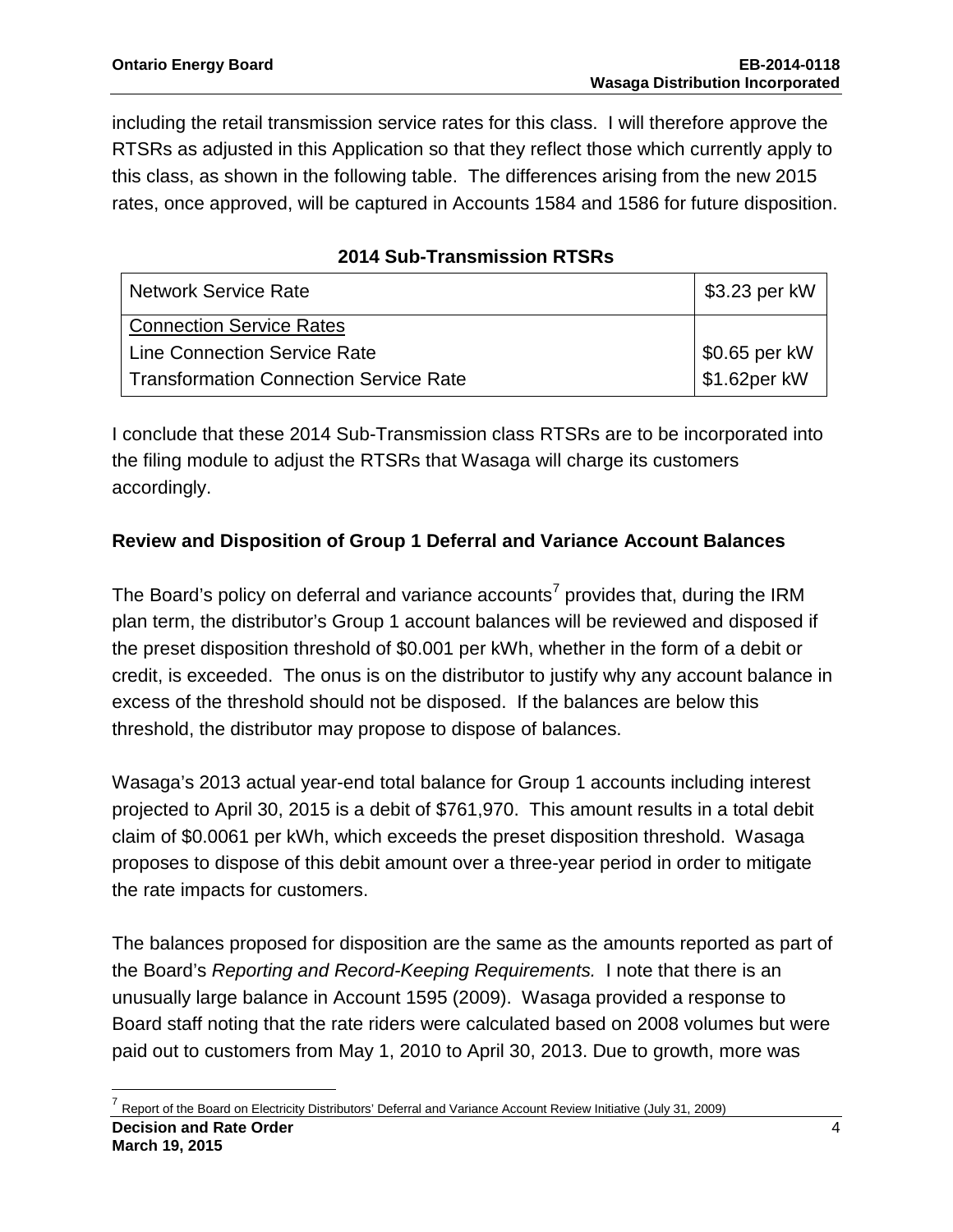including the retail transmission service rates for this class. I will therefore approve the RTSRs as adjusted in this Application so that they reflect those which currently apply to this class, as shown in the following table. The differences arising from the new 2015 rates, once approved, will be captured in Accounts 1584 and 1586 for future disposition.

**2014 Sub-Transmission RTSRs**

| | |
|---|---|
| Network Service Rate | $3.23 per kW |
| <u>Connection Service Rates</u> | |
| Line Connection Service Rate | $0.65 per kW |
| Transformation Connection Service Rate | $1.62per kW |

I conclude that these 2014 Sub-Transmission class RTSRs are to be incorporated into the filing module to adjust the RTSRs that Wasaga will charge its customers accordingly.

### Review and Disposition of Group 1 Deferral and Variance Account Balances

The Board's policy on deferral and variance accounts[7] provides that, during the IRM plan term, the distributor's Group 1 account balances will be reviewed and disposed if the preset disposition threshold of $0.001 per kWh, whether in the form of a debit or credit, is exceeded. The onus is on the distributor to justify why any account balance in excess of the threshold should not be disposed. If the balances are below this threshold, the distributor may propose to dispose of balances.

Wasaga's 2013 actual year-end total balance for Group 1 accounts including interest projected to April 30, 2015 is a debit of $761,970. This amount results in a total debit claim of $0.0061 per kWh, which exceeds the preset disposition threshold. Wasaga proposes to dispose of this debit amount over a three-year period in order to mitigate the rate impacts for customers.

The balances proposed for disposition are the same as the amounts reported as part of the Board's *Reporting and Record-Keeping Requirements.* I note that there is an unusually large balance in Account 1595 (2009). Wasaga provided a response to Board staff noting that the rate riders were calculated based on 2008 volumes but were paid out to customers from May 1, 2010 to April 30, 2013. Due to growth, more was

[7] Report of the Board on Electricity Distributors' Deferral and Variance Account Review Initiative (July 31, 2009)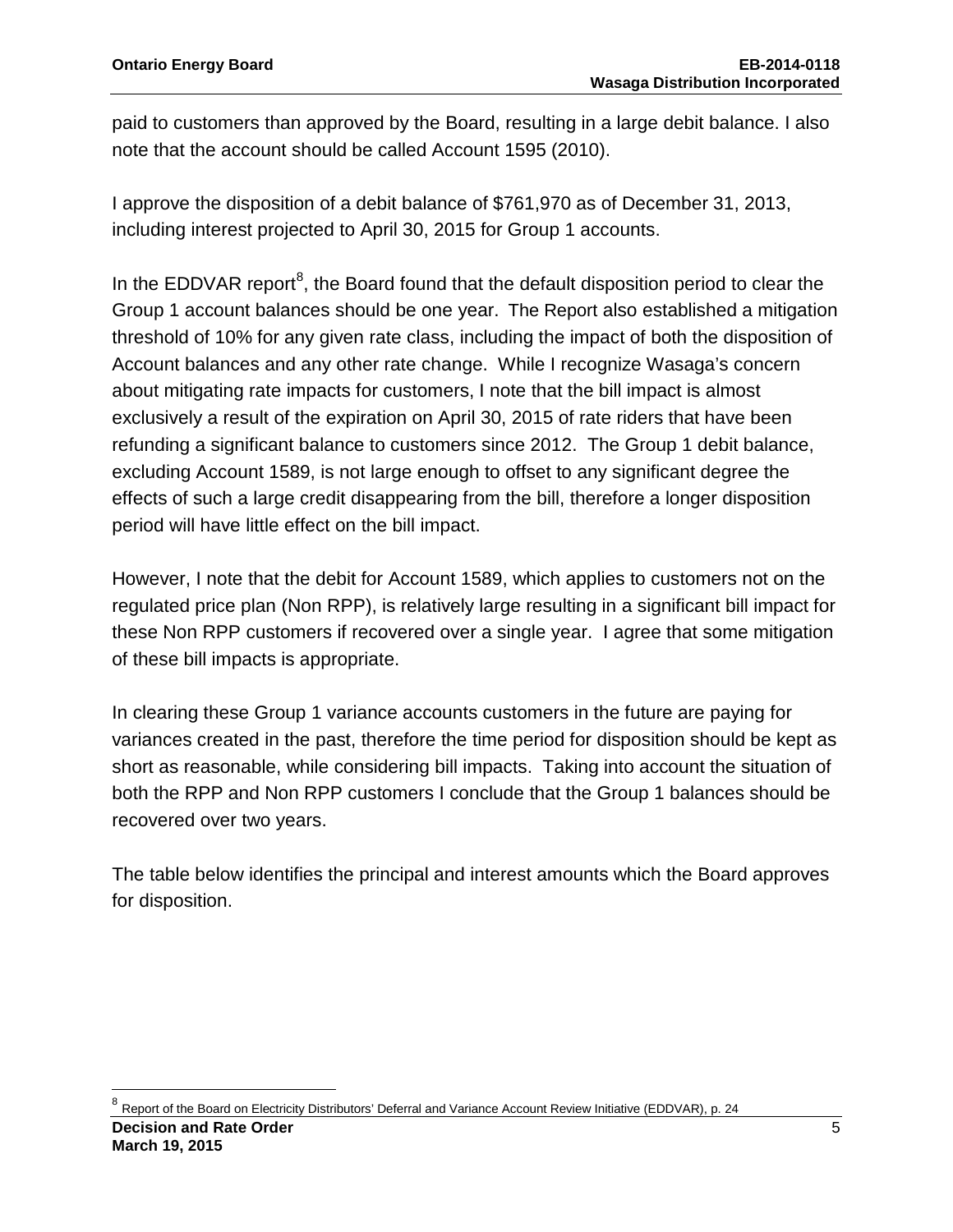paid to customers than approved by the Board, resulting in a large debit balance. I also note that the account should be called Account 1595 (2010).

I approve the disposition of a debit balance of $761,970 as of December 31, 2013, including interest projected to April 30, 2015 for Group 1 accounts.

In the EDDVAR report[8], the Board found that the default disposition period to clear the Group 1 account balances should be one year. The Report also established a mitigation threshold of 10% for any given rate class, including the impact of both the disposition of Account balances and any other rate change. While I recognize Wasaga's concern about mitigating rate impacts for customers, I note that the bill impact is almost exclusively a result of the expiration on April 30, 2015 of rate riders that have been refunding a significant balance to customers since 2012. The Group 1 debit balance, excluding Account 1589, is not large enough to offset to any significant degree the effects of such a large credit disappearing from the bill, therefore a longer disposition period will have little effect on the bill impact.

However, I note that the debit for Account 1589, which applies to customers not on the regulated price plan (Non RPP), is relatively large resulting in a significant bill impact for these Non RPP customers if recovered over a single year. I agree that some mitigation of these bill impacts is appropriate.

In clearing these Group 1 variance accounts customers in the future are paying for variances created in the past, therefore the time period for disposition should be kept as short as reasonable, while considering bill impacts. Taking into account the situation of both the RPP and Non RPP customers I conclude that the Group 1 balances should be recovered over two years.

The table below identifies the principal and interest amounts which the Board approves for disposition.

[8] Report of the Board on Electricity Distributors' Deferral and Variance Account Review Initiative (EDDVAR), p. 24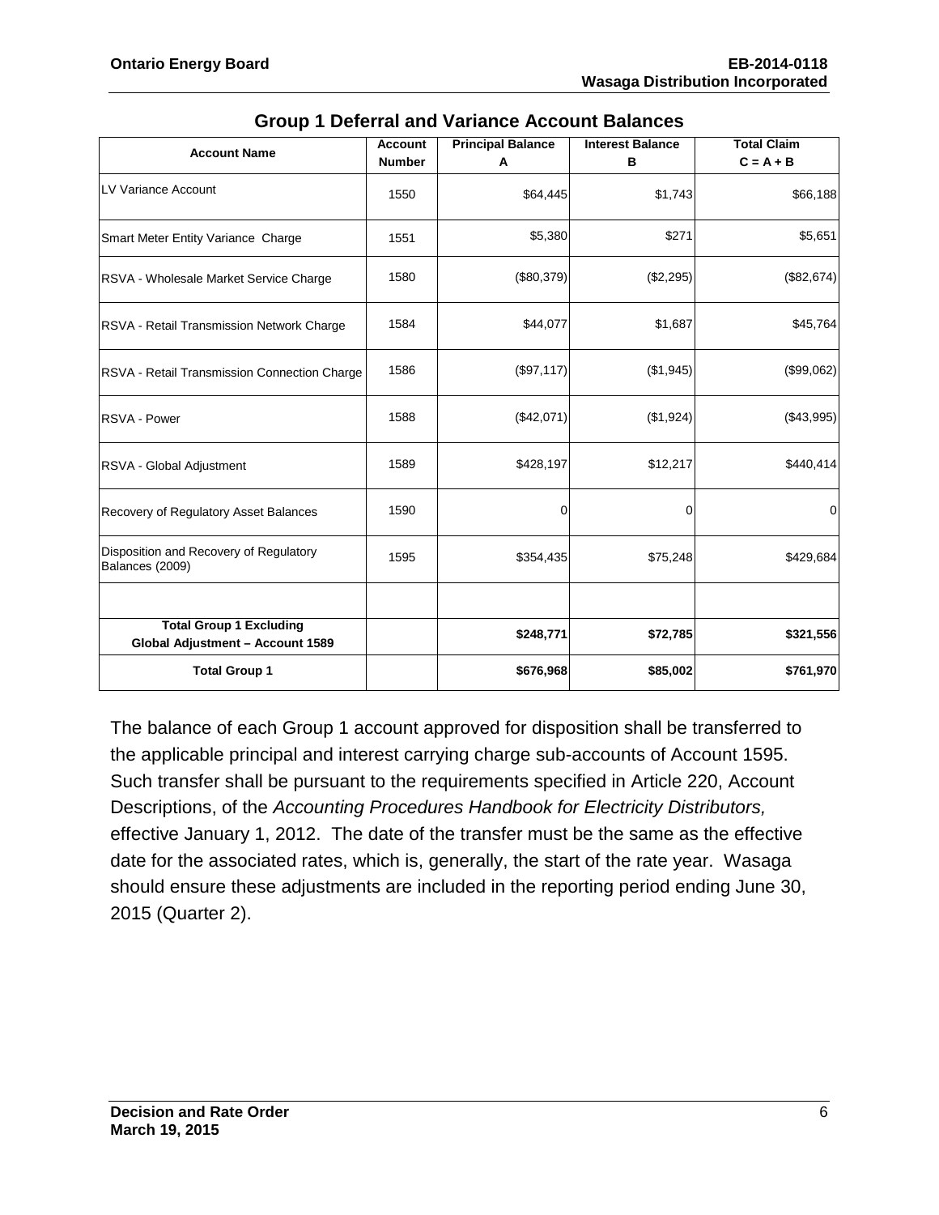## Group 1 Deferral and Variance Account Balances

| Account Name | Account Number | Principal Balance A | Interest Balance B | Total Claim C = A + B |
|---|---|---|---|---|
| LV Variance Account | 1550 | $64,445 | $1,743 | $66,188 |
| Smart Meter Entity Variance Charge | 1551 | $5,380 | $271 | $5,651 |
| RSVA - Wholesale Market Service Charge | 1580 | ($80,379) | ($2,295) | ($82,674) |
| RSVA - Retail Transmission Network Charge | 1584 | $44,077 | $1,687 | $45,764 |
| RSVA - Retail Transmission Connection Charge | 1586 | ($97,117) | ($1,945) | ($99,062) |
| RSVA - Power | 1588 | ($42,071) | ($1,924) | ($43,995) |
| RSVA - Global Adjustment | 1589 | $428,197 | $12,217 | $440,414 |
| Recovery of Regulatory Asset Balances | 1590 | 0 | 0 | 0 |
| Disposition and Recovery of Regulatory Balances (2009) | 1595 | $354,435 | $75,248 | $429,684 |
| | | | | |
| **Total Group 1 Excluding Global Adjustment – Account 1589** | | **$248,771** | **$72,785** | **$321,556** |
| **Total Group 1** | | **$676,968** | **$85,002** | **$761,970** |

The balance of each Group 1 account approved for disposition shall be transferred to the applicable principal and interest carrying charge sub-accounts of Account 1595. Such transfer shall be pursuant to the requirements specified in Article 220, Account Descriptions, of the *Accounting Procedures Handbook for Electricity Distributors,* effective January 1, 2012. The date of the transfer must be the same as the effective date for the associated rates, which is, generally, the start of the rate year. Wasaga should ensure these adjustments are included in the reporting period ending June 30, 2015 (Quarter 2).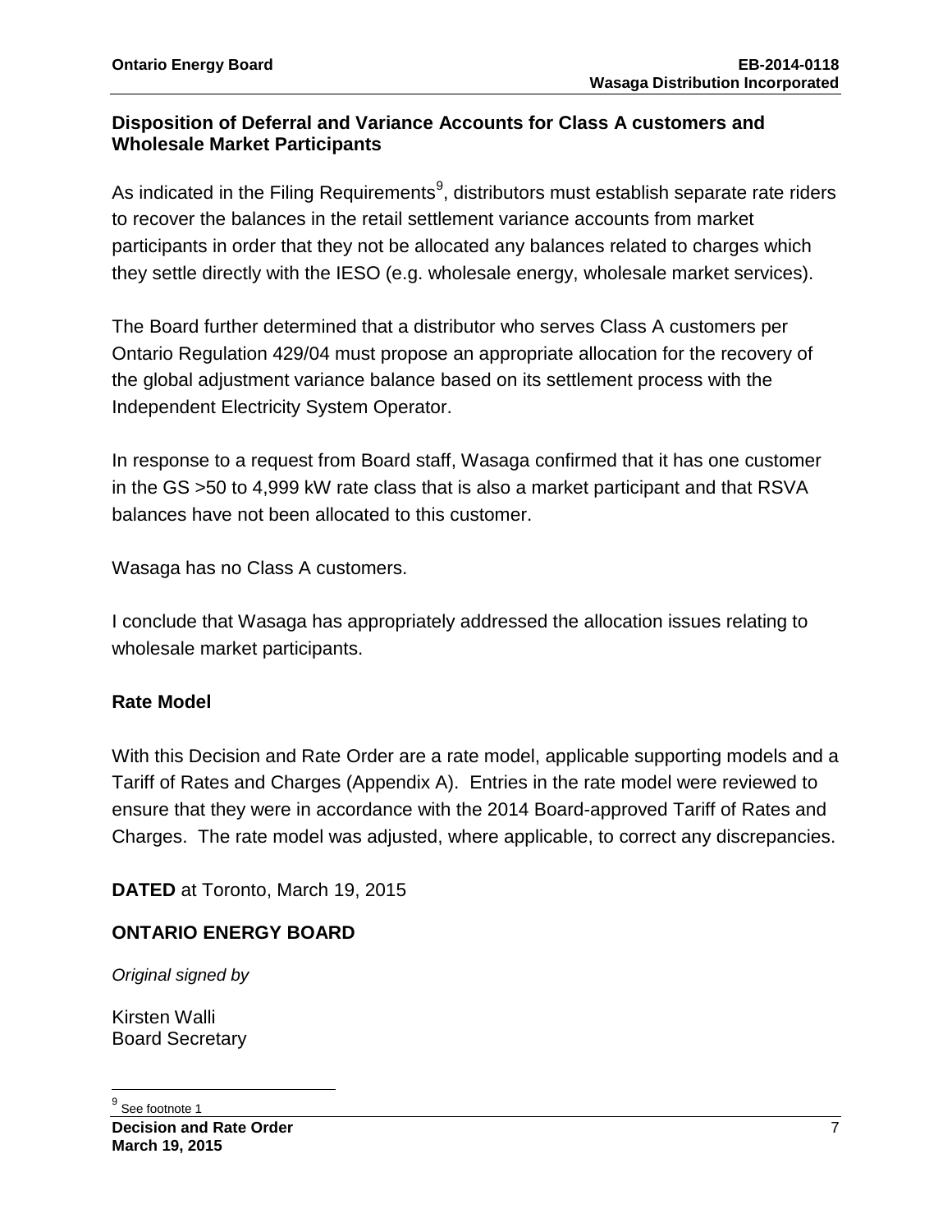### Disposition of Deferral and Variance Accounts for Class A customers and Wholesale Market Participants

As indicated in the Filing Requirements[9], distributors must establish separate rate riders to recover the balances in the retail settlement variance accounts from market participants in order that they not be allocated any balances related to charges which they settle directly with the IESO (e.g. wholesale energy, wholesale market services).

The Board further determined that a distributor who serves Class A customers per Ontario Regulation 429/04 must propose an appropriate allocation for the recovery of the global adjustment variance balance based on its settlement process with the Independent Electricity System Operator.

In response to a request from Board staff, Wasaga confirmed that it has one customer in the GS >50 to 4,999 kW rate class that is also a market participant and that RSVA balances have not been allocated to this customer.

Wasaga has no Class A customers.

I conclude that Wasaga has appropriately addressed the allocation issues relating to wholesale market participants.

### Rate Model

With this Decision and Rate Order are a rate model, applicable supporting models and a Tariff of Rates and Charges (Appendix A). Entries in the rate model were reviewed to ensure that they were in accordance with the 2014 Board-approved Tariff of Rates and Charges. The rate model was adjusted, where applicable, to correct any discrepancies.

**DATED** at Toronto, March 19, 2015

**ONTARIO ENERGY BOARD**

*Original signed by*

Kirsten Walli
Board Secretary

[9] See footnote 1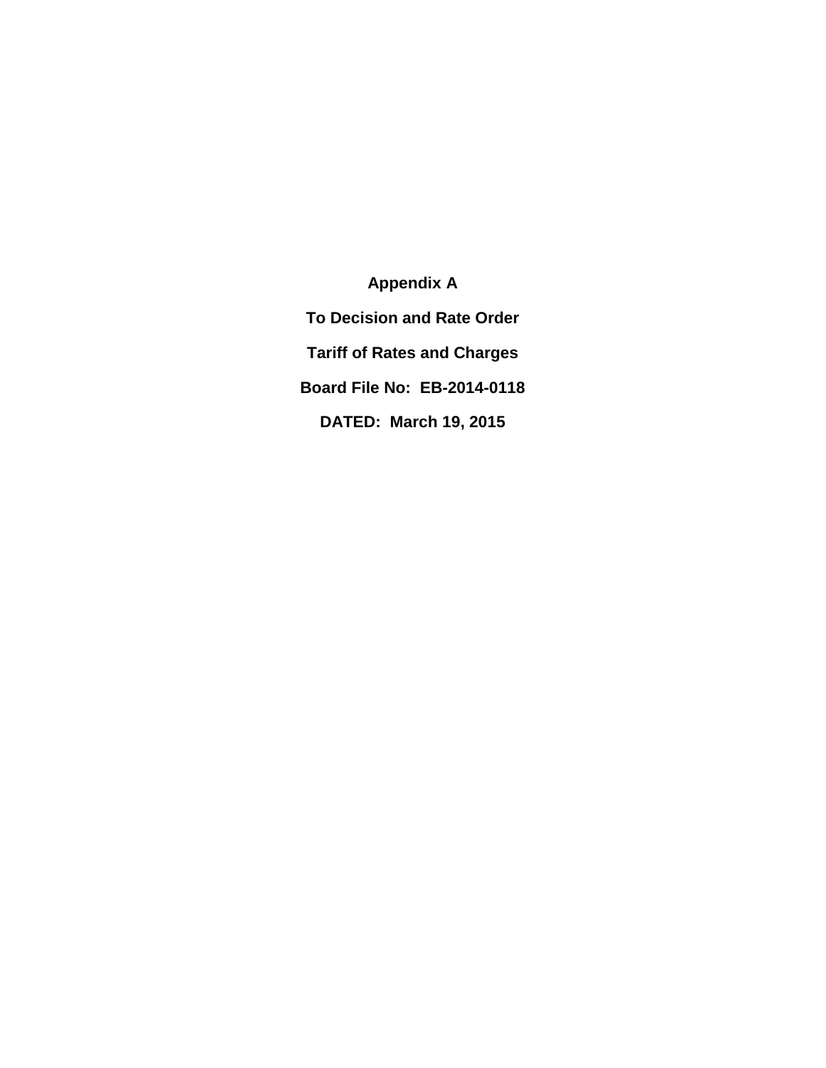**Appendix A**

**To Decision and Rate Order**

**Tariff of Rates and Charges**

**Board File No: EB-2014-0118**

**DATED: March 19, 2015**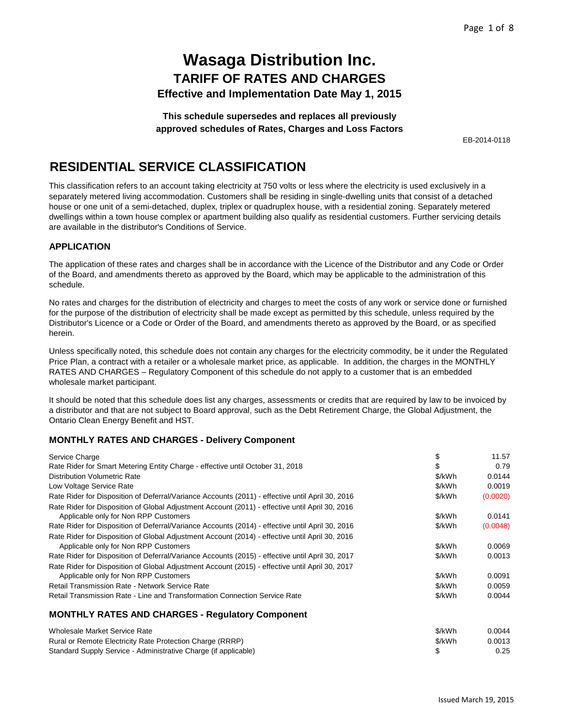# Wasaga Distribution Inc.

## TARIFF OF RATES AND CHARGES

### Effective and Implementation Date May 1, 2015

**This schedule supersedes and replaces all previously approved schedules of Rates, Charges and Loss Factors**

EB-2014-0118

## RESIDENTIAL SERVICE CLASSIFICATION

This classification refers to an account taking electricity at 750 volts or less where the electricity is used exclusively in a separately metered living accommodation. Customers shall be residing in single-dwelling units that consist of a detached house or one unit of a semi-detached, duplex, triplex or quadruplex house, with a residential zoning. Separately metered dwellings within a town house complex or apartment building also qualify as residential customers. Further servicing details are available in the distributor's Conditions of Service.

### APPLICATION

The application of these rates and charges shall be in accordance with the Licence of the Distributor and any Code or Order of the Board, and amendments thereto as approved by the Board, which may be applicable to the administration of this schedule.

No rates and charges for the distribution of electricity and charges to meet the costs of any work or service done or furnished for the purpose of the distribution of electricity shall be made except as permitted by this schedule, unless required by the Distributor's Licence or a Code or Order of the Board, and amendments thereto as approved by the Board, or as specified herein.

Unless specifically noted, this schedule does not contain any charges for the electricity commodity, be it under the Regulated Price Plan, a contract with a retailer or a wholesale market price, as applicable. In addition, the charges in the MONTHLY RATES AND CHARGES – Regulatory Component of this schedule do not apply to a customer that is an embedded wholesale market participant.

It should be noted that this schedule does list any charges, assessments or credits that are required by law to be invoiced by a distributor and that are not subject to Board approval, such as the Debt Retirement Charge, the Global Adjustment, the Ontario Clean Energy Benefit and HST.

### MONTHLY RATES AND CHARGES - Delivery Component

| | | |
|---|---|---|
| Service Charge | $ | 11.57 |
| Rate Rider for Smart Metering Entity Charge - effective until October 31, 2018 | $ | 0.79 |
| Distribution Volumetric Rate | $/kWh | 0.0144 |
| Low Voltage Service Rate | $/kWh | 0.0019 |
| Rate Rider for Disposition of Deferral/Variance Accounts (2011) - effective until April 30, 2016 | $/kWh | (0.0020) |
| Rate Rider for Disposition of Global Adjustment Account (2011) - effective until April 30, 2016 Applicable only for Non RPP Customers | $/kWh | 0.0141 |
| Rate Rider for Disposition of Deferral/Variance Accounts (2014) - effective until April 30, 2016 | $/kWh | (0.0048) |
| Rate Rider for Disposition of Global Adjustment Account (2014) - effective until April 30, 2016 Applicable only for Non RPP Customers | $/kWh | 0.0069 |
| Rate Rider for Disposition of Deferral/Variance Accounts (2015) - effective until April 30, 2017 | $/kWh | 0.0013 |
| Rate Rider for Disposition of Global Adjustment Account (2015) - effective until April 30, 2017 Applicable only for Non RPP Customers | $/kWh | 0.0091 |
| Retail Transmission Rate - Network Service Rate | $/kWh | 0.0059 |
| Retail Transmission Rate - Line and Transformation Connection Service Rate | $/kWh | 0.0044 |

### MONTHLY RATES AND CHARGES - Regulatory Component

| | | |
|---|---|---|
| Wholesale Market Service Rate | $/kWh | 0.0044 |
| Rural or Remote Electricity Rate Protection Charge (RRRP) | $/kWh | 0.0013 |
| Standard Supply Service - Administrative Charge (if applicable) | $ | 0.25 |

Issued March 19, 2015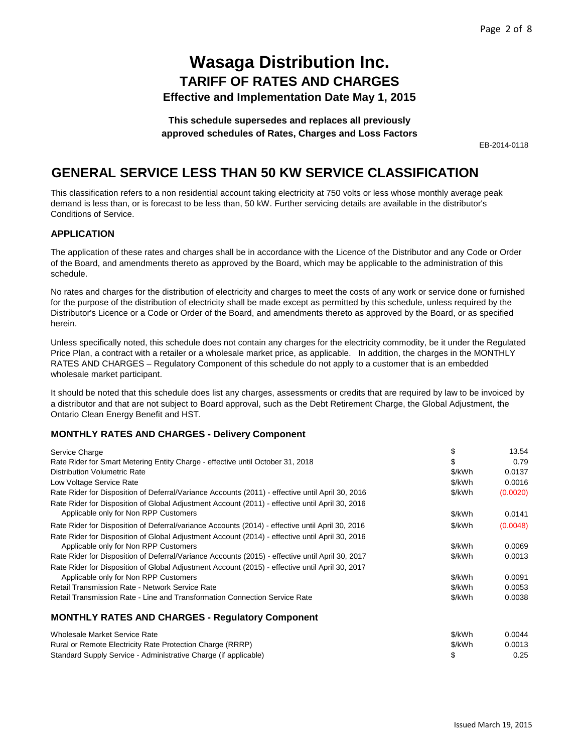# Wasaga Distribution Inc.

## TARIFF OF RATES AND CHARGES

### Effective and Implementation Date May 1, 2015

**This schedule supersedes and replaces all previously approved schedules of Rates, Charges and Loss Factors**

EB-2014-0118

## GENERAL SERVICE LESS THAN 50 KW SERVICE CLASSIFICATION

This classification refers to a non residential account taking electricity at 750 volts or less whose monthly average peak demand is less than, or is forecast to be less than, 50 kW. Further servicing details are available in the distributor's Conditions of Service.

### APPLICATION

The application of these rates and charges shall be in accordance with the Licence of the Distributor and any Code or Order of the Board, and amendments thereto as approved by the Board, which may be applicable to the administration of this schedule.

No rates and charges for the distribution of electricity and charges to meet the costs of any work or service done or furnished for the purpose of the distribution of electricity shall be made except as permitted by this schedule, unless required by the Distributor's Licence or a Code or Order of the Board, and amendments thereto as approved by the Board, or as specified herein.

Unless specifically noted, this schedule does not contain any charges for the electricity commodity, be it under the Regulated Price Plan, a contract with a retailer or a wholesale market price, as applicable. In addition, the charges in the MONTHLY RATES AND CHARGES – Regulatory Component of this schedule do not apply to a customer that is an embedded wholesale market participant.

It should be noted that this schedule does list any charges, assessments or credits that are required by law to be invoiced by a distributor and that are not subject to Board approval, such as the Debt Retirement Charge, the Global Adjustment, the Ontario Clean Energy Benefit and HST.

### MONTHLY RATES AND CHARGES - Delivery Component

| | | |
|---|---|---|
| Service Charge | $ | 13.54 |
| Rate Rider for Smart Metering Entity Charge - effective until October 31, 2018 | $ | 0.79 |
| Distribution Volumetric Rate | $/kWh | 0.0137 |
| Low Voltage Service Rate | $/kWh | 0.0016 |
| Rate Rider for Disposition of Deferral/Variance Accounts (2011) - effective until April 30, 2016 | $/kWh | (0.0020) |
| Rate Rider for Disposition of Global Adjustment Account (2011) - effective until April 30, 2016 Applicable only for Non RPP Customers | $/kWh | 0.0141 |
| Rate Rider for Disposition of Deferral/variance Accounts (2014) - effective until April 30, 2016 | $/kWh | (0.0048) |
| Rate Rider for Disposition of Global Adjustment Account (2014) - effective until April 30, 2016 Applicable only for Non RPP Customers | $/kWh | 0.0069 |
| Rate Rider for Disposition of Deferral/Variance Accounts (2015) - effective until April 30, 2017 | $/kWh | 0.0013 |
| Rate Rider for Disposition of Global Adjustment Account (2015) - effective until April 30, 2017 Applicable only for Non RPP Customers | $/kWh | 0.0091 |
| Retail Transmission Rate - Network Service Rate | $/kWh | 0.0053 |
| Retail Transmission Rate - Line and Transformation Connection Service Rate | $/kWh | 0.0038 |

### MONTHLY RATES AND CHARGES - Regulatory Component

| | | |
|---|---|---|
| Wholesale Market Service Rate | $/kWh | 0.0044 |
| Rural or Remote Electricity Rate Protection Charge (RRRP) | $/kWh | 0.0013 |
| Standard Supply Service - Administrative Charge (if applicable) | $ | 0.25 |

Issued March 19, 2015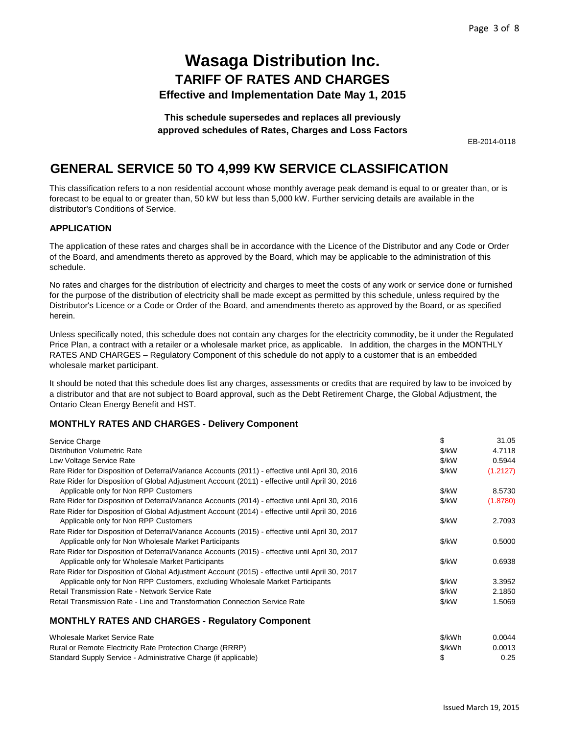# Wasaga Distribution Inc.

## TARIFF OF RATES AND CHARGES

### Effective and Implementation Date May 1, 2015

**This schedule supersedes and replaces all previously approved schedules of Rates, Charges and Loss Factors**

EB-2014-0118

# GENERAL SERVICE 50 TO 4,999 KW SERVICE CLASSIFICATION

This classification refers to a non residential account whose monthly average peak demand is equal to or greater than, or is forecast to be equal to or greater than, 50 kW but less than 5,000 kW. Further servicing details are available in the distributor's Conditions of Service.

### APPLICATION

The application of these rates and charges shall be in accordance with the Licence of the Distributor and any Code or Order of the Board, and amendments thereto as approved by the Board, which may be applicable to the administration of this schedule.

No rates and charges for the distribution of electricity and charges to meet the costs of any work or service done or furnished for the purpose of the distribution of electricity shall be made except as permitted by this schedule, unless required by the Distributor's Licence or a Code or Order of the Board, and amendments thereto as approved by the Board, or as specified herein.

Unless specifically noted, this schedule does not contain any charges for the electricity commodity, be it under the Regulated Price Plan, a contract with a retailer or a wholesale market price, as applicable. In addition, the charges in the MONTHLY RATES AND CHARGES – Regulatory Component of this schedule do not apply to a customer that is an embedded wholesale market participant.

It should be noted that this schedule does list any charges, assessments or credits that are required by law to be invoiced by a distributor and that are not subject to Board approval, such as the Debt Retirement Charge, the Global Adjustment, the Ontario Clean Energy Benefit and HST.

### MONTHLY RATES AND CHARGES - Delivery Component

| | | |
|---|---|---|
| Service Charge | $ | 31.05 |
| Distribution Volumetric Rate | $/kW | 4.7118 |
| Low Voltage Service Rate | $/kW | 0.5944 |
| Rate Rider for Disposition of Deferral/Variance Accounts (2011) - effective until April 30, 2016 | $/kW | (1.2127) |
| Rate Rider for Disposition of Global Adjustment Account (2011) - effective until April 30, 2016 Applicable only for Non RPP Customers | $/kW | 8.5730 |
| Rate Rider for Disposition of Deferral/Variance Accounts (2014) - effective until April 30, 2016 | $/kW | (1.8780) |
| Rate Rider for Disposition of Global Adjustment Account (2014) - effective until April 30, 2016 Applicable only for Non RPP Customers | $/kW | 2.7093 |
| Rate Rider for Disposition of Deferral/Variance Accounts (2015) - effective until April 30, 2017 Applicable only for Non Wholesale Market Participants | $/kW | 0.5000 |
| Rate Rider for Disposition of Deferral/Variance Accounts (2015) - effective until April 30, 2017 Applicable only for Wholesale Market Participants | $/kW | 0.6938 |
| Rate Rider for Disposition of Global Adjustment Account (2015) - effective until April 30, 2017 Applicable only for Non RPP Customers, excluding Wholesale Market Participants | $/kW | 3.3952 |
| Retail Transmission Rate - Network Service Rate | $/kW | 2.1850 |
| Retail Transmission Rate - Line and Transformation Connection Service Rate | $/kW | 1.5069 |

### MONTHLY RATES AND CHARGES - Regulatory Component

| | | |
|---|---|---|
| Wholesale Market Service Rate | $/kWh | 0.0044 |
| Rural or Remote Electricity Rate Protection Charge (RRRP) | $/kWh | 0.0013 |
| Standard Supply Service - Administrative Charge (if applicable) | $ | 0.25 |

Issued March 19, 2015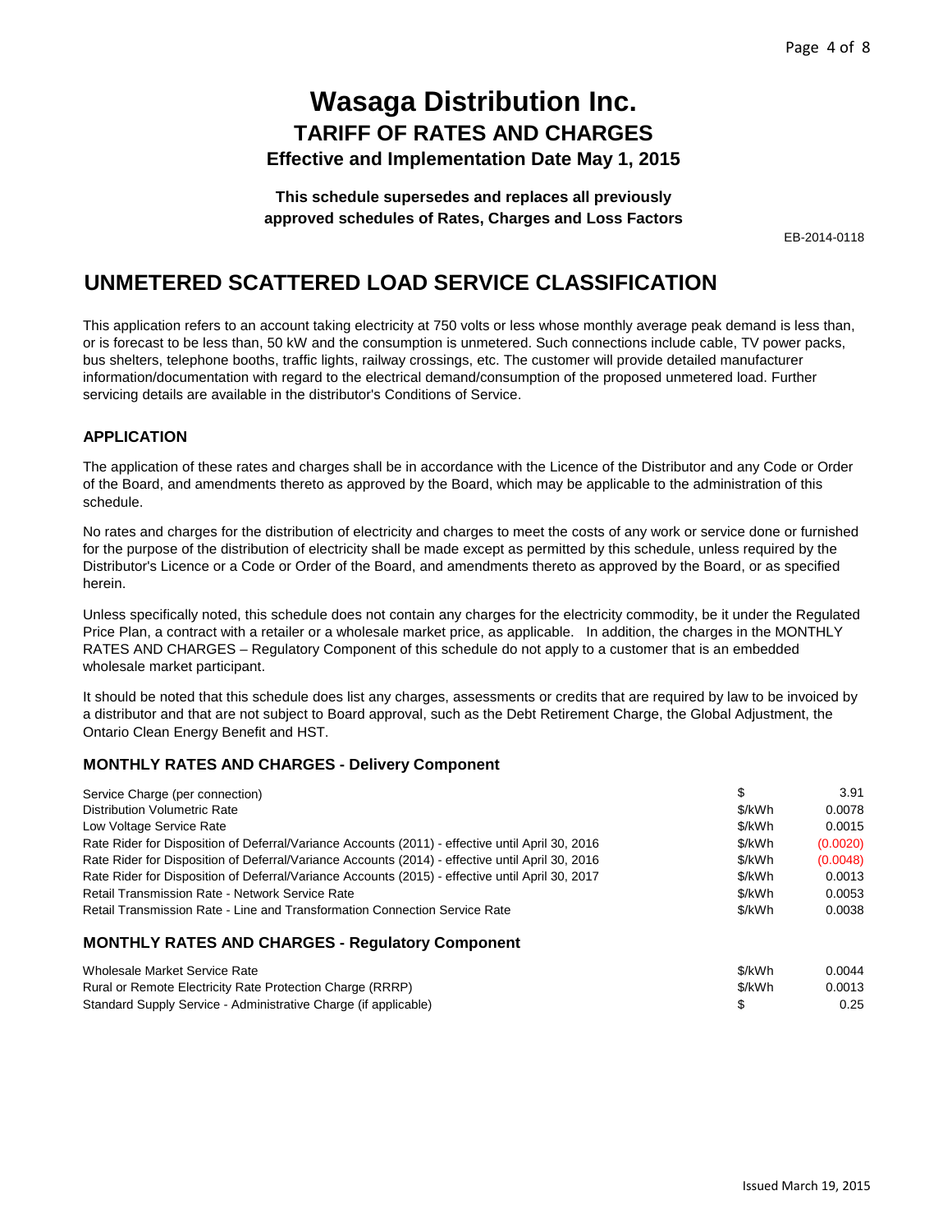# Wasaga Distribution Inc.

## TARIFF OF RATES AND CHARGES

### Effective and Implementation Date May 1, 2015

**This schedule supersedes and replaces all previously approved schedules of Rates, Charges and Loss Factors**

EB-2014-0118

## UNMETERED SCATTERED LOAD SERVICE CLASSIFICATION

This application refers to an account taking electricity at 750 volts or less whose monthly average peak demand is less than, or is forecast to be less than, 50 kW and the consumption is unmetered. Such connections include cable, TV power packs, bus shelters, telephone booths, traffic lights, railway crossings, etc. The customer will provide detailed manufacturer information/documentation with regard to the electrical demand/consumption of the proposed unmetered load. Further servicing details are available in the distributor's Conditions of Service.

### APPLICATION

The application of these rates and charges shall be in accordance with the Licence of the Distributor and any Code or Order of the Board, and amendments thereto as approved by the Board, which may be applicable to the administration of this schedule.

No rates and charges for the distribution of electricity and charges to meet the costs of any work or service done or furnished for the purpose of the distribution of electricity shall be made except as permitted by this schedule, unless required by the Distributor's Licence or a Code or Order of the Board, and amendments thereto as approved by the Board, or as specified herein.

Unless specifically noted, this schedule does not contain any charges for the electricity commodity, be it under the Regulated Price Plan, a contract with a retailer or a wholesale market price, as applicable. In addition, the charges in the MONTHLY RATES AND CHARGES – Regulatory Component of this schedule do not apply to a customer that is an embedded wholesale market participant.

It should be noted that this schedule does list any charges, assessments or credits that are required by law to be invoiced by a distributor and that are not subject to Board approval, such as the Debt Retirement Charge, the Global Adjustment, the Ontario Clean Energy Benefit and HST.

### MONTHLY RATES AND CHARGES - Delivery Component

| | | |
|---|---|---|
| Service Charge (per connection) | $ | 3.91 |
| Distribution Volumetric Rate | $/kWh | 0.0078 |
| Low Voltage Service Rate | $/kWh | 0.0015 |
| Rate Rider for Disposition of Deferral/Variance Accounts (2011) - effective until April 30, 2016 | $/kWh | (0.0020) |
| Rate Rider for Disposition of Deferral/Variance Accounts (2014) - effective until April 30, 2016 | $/kWh | (0.0048) |
| Rate Rider for Disposition of Deferral/Variance Accounts (2015) - effective until April 30, 2017 | $/kWh | 0.0013 |
| Retail Transmission Rate - Network Service Rate | $/kWh | 0.0053 |
| Retail Transmission Rate - Line and Transformation Connection Service Rate | $/kWh | 0.0038 |

### MONTHLY RATES AND CHARGES - Regulatory Component

| | | |
|---|---|---|
| Wholesale Market Service Rate | $/kWh | 0.0044 |
| Rural or Remote Electricity Rate Protection Charge (RRRP) | $/kWh | 0.0013 |
| Standard Supply Service - Administrative Charge (if applicable) | $ | 0.25 |

Issued March 19, 2015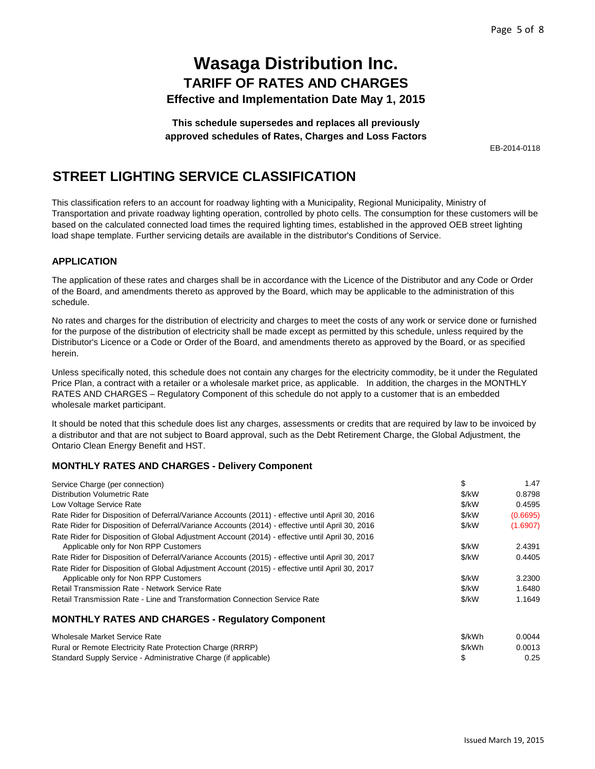# Wasaga Distribution Inc.

## TARIFF OF RATES AND CHARGES

### Effective and Implementation Date May 1, 2015

**This schedule supersedes and replaces all previously approved schedules of Rates, Charges and Loss Factors**

EB-2014-0118

## STREET LIGHTING SERVICE CLASSIFICATION

This classification refers to an account for roadway lighting with a Municipality, Regional Municipality, Ministry of Transportation and private roadway lighting operation, controlled by photo cells. The consumption for these customers will be based on the calculated connected load times the required lighting times, established in the approved OEB street lighting load shape template. Further servicing details are available in the distributor's Conditions of Service.

### APPLICATION

The application of these rates and charges shall be in accordance with the Licence of the Distributor and any Code or Order of the Board, and amendments thereto as approved by the Board, which may be applicable to the administration of this schedule.

No rates and charges for the distribution of electricity and charges to meet the costs of any work or service done or furnished for the purpose of the distribution of electricity shall be made except as permitted by this schedule, unless required by the Distributor's Licence or a Code or Order of the Board, and amendments thereto as approved by the Board, or as specified herein.

Unless specifically noted, this schedule does not contain any charges for the electricity commodity, be it under the Regulated Price Plan, a contract with a retailer or a wholesale market price, as applicable. In addition, the charges in the MONTHLY RATES AND CHARGES – Regulatory Component of this schedule do not apply to a customer that is an embedded wholesale market participant.

It should be noted that this schedule does list any charges, assessments or credits that are required by law to be invoiced by a distributor and that are not subject to Board approval, such as the Debt Retirement Charge, the Global Adjustment, the Ontario Clean Energy Benefit and HST.

### MONTHLY RATES AND CHARGES - Delivery Component

| | | |
|---|---|---|
| Service Charge (per connection) | $ | 1.47 |
| Distribution Volumetric Rate | $/kW | 0.8798 |
| Low Voltage Service Rate | $/kW | 0.4595 |
| Rate Rider for Disposition of Deferral/Variance Accounts (2011) - effective until April 30, 2016 | $/kW | (0.6695) |
| Rate Rider for Disposition of Deferral/Variance Accounts (2014) - effective until April 30, 2016 | $/kW | (1.6907) |
| Rate Rider for Disposition of Global Adjustment Account (2014) - effective until April 30, 2016 Applicable only for Non RPP Customers | $/kW | 2.4391 |
| Rate Rider for Disposition of Deferral/Variance Accounts (2015) - effective until April 30, 2017 | $/kW | 0.4405 |
| Rate Rider for Disposition of Global Adjustment Account (2015) - effective until April 30, 2017 Applicable only for Non RPP Customers | $/kW | 3.2300 |
| Retail Transmission Rate - Network Service Rate | $/kW | 1.6480 |
| Retail Transmission Rate - Line and Transformation Connection Service Rate | $/kW | 1.1649 |

### MONTHLY RATES AND CHARGES - Regulatory Component

| | | |
|---|---|---|
| Wholesale Market Service Rate | $/kWh | 0.0044 |
| Rural or Remote Electricity Rate Protection Charge (RRRP) | $/kWh | 0.0013 |
| Standard Supply Service - Administrative Charge (if applicable) | $ | 0.25 |

Issued March 19, 2015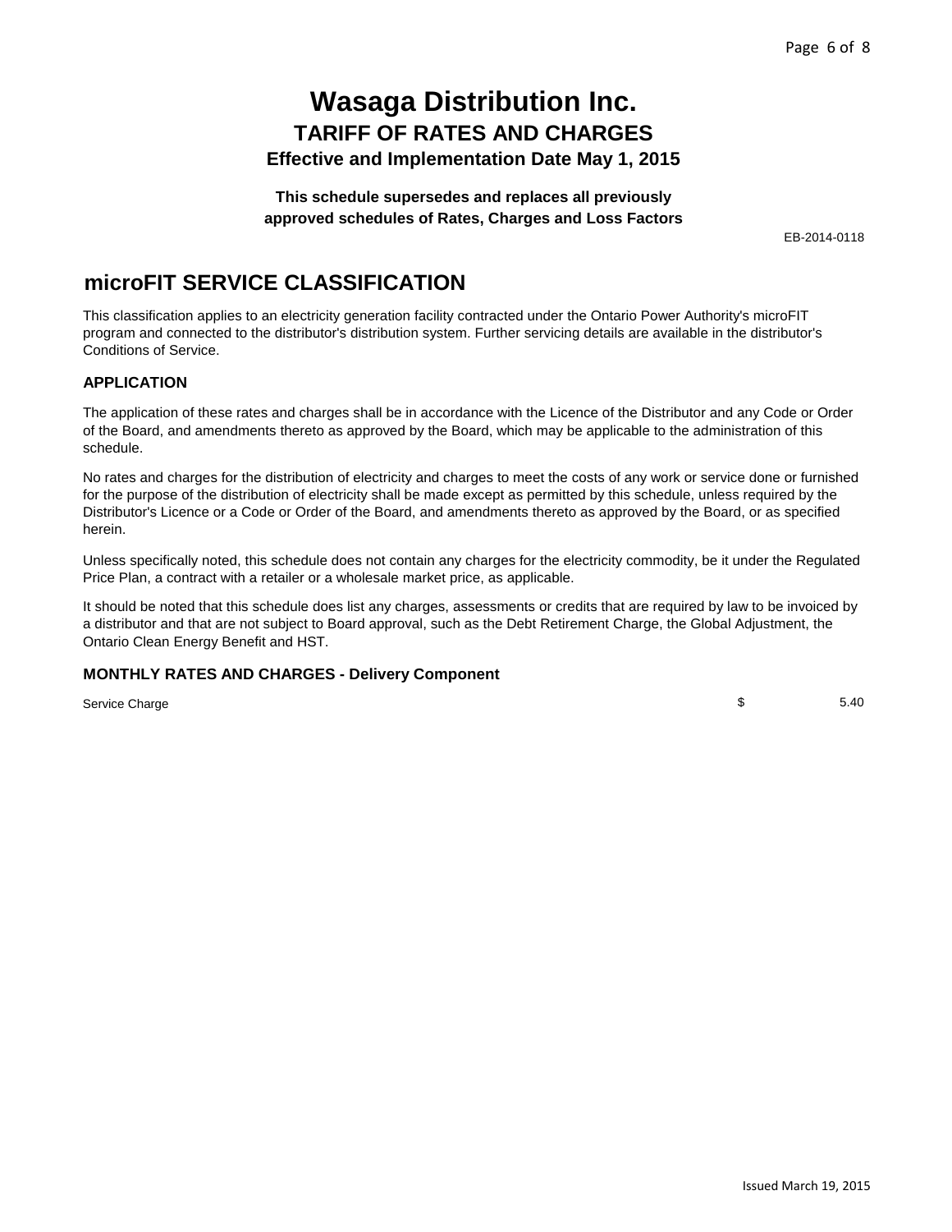# Wasaga Distribution Inc.

## TARIFF OF RATES AND CHARGES

### Effective and Implementation Date May 1, 2015

**This schedule supersedes and replaces all previously approved schedules of Rates, Charges and Loss Factors**

EB-2014-0118

## microFIT SERVICE CLASSIFICATION

This classification applies to an electricity generation facility contracted under the Ontario Power Authority's microFIT program and connected to the distributor's distribution system. Further servicing details are available in the distributor's Conditions of Service.

### APPLICATION

The application of these rates and charges shall be in accordance with the Licence of the Distributor and any Code or Order of the Board, and amendments thereto as approved by the Board, which may be applicable to the administration of this schedule.

No rates and charges for the distribution of electricity and charges to meet the costs of any work or service done or furnished for the purpose of the distribution of electricity shall be made except as permitted by this schedule, unless required by the Distributor's Licence or a Code or Order of the Board, and amendments thereto as approved by the Board, or as specified herein.

Unless specifically noted, this schedule does not contain any charges for the electricity commodity, be it under the Regulated Price Plan, a contract with a retailer or a wholesale market price, as applicable.

It should be noted that this schedule does list any charges, assessments or credits that are required by law to be invoiced by a distributor and that are not subject to Board approval, such as the Debt Retirement Charge, the Global Adjustment, the Ontario Clean Energy Benefit and HST.

### MONTHLY RATES AND CHARGES - Delivery Component

| | | |
|---|---|---|
| Service Charge | $ | 5.40 |

Issued March 19, 2015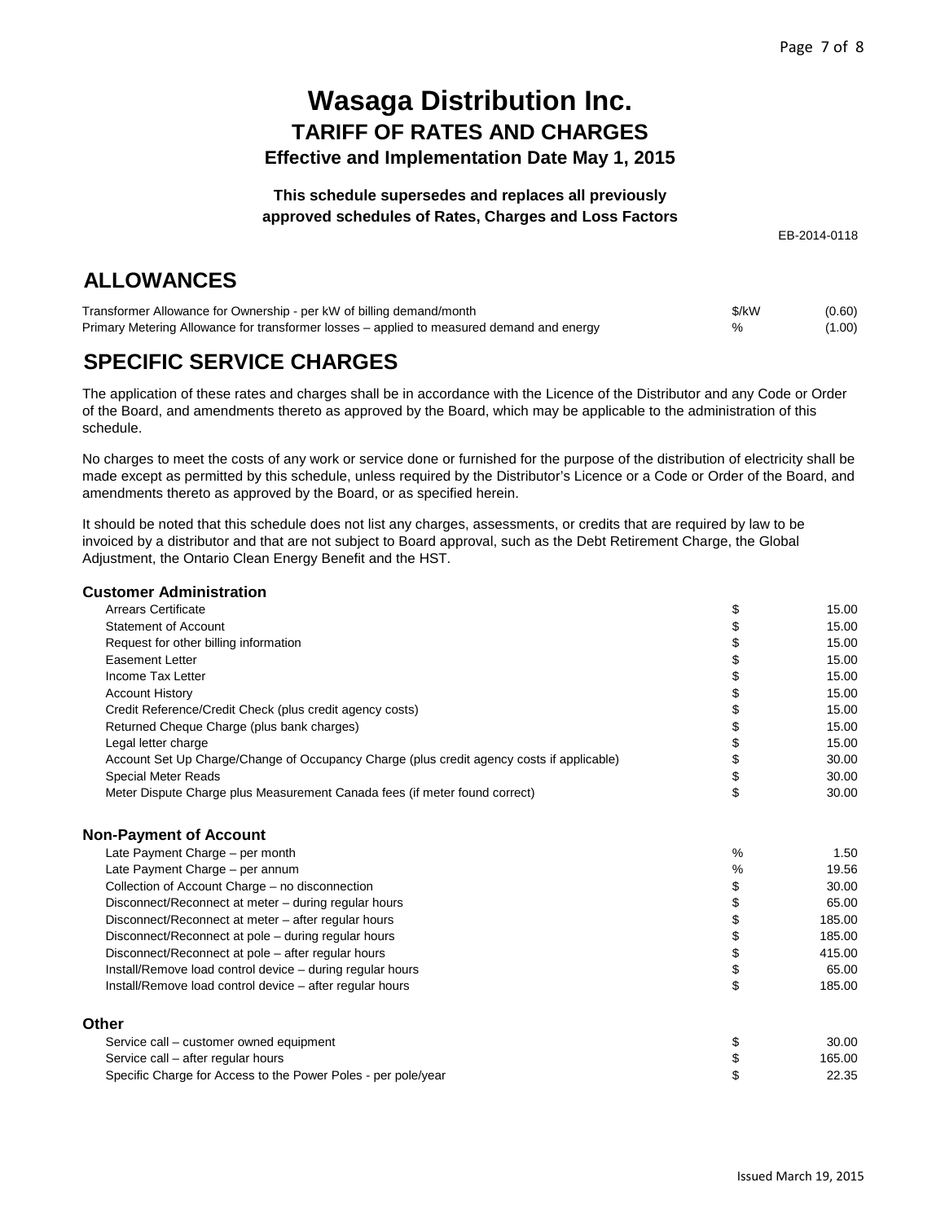# Wasaga Distribution Inc.

## TARIFF OF RATES AND CHARGES

### Effective and Implementation Date May 1, 2015

**This schedule supersedes and replaces all previously approved schedules of Rates, Charges and Loss Factors**

EB-2014-0118

## ALLOWANCES

| | | |
|---|---|---|
| Transformer Allowance for Ownership - per kW of billing demand/month | $/kW | (0.60) |
| Primary Metering Allowance for transformer losses – applied to measured demand and energy | % | (1.00) |

## SPECIFIC SERVICE CHARGES

The application of these rates and charges shall be in accordance with the Licence of the Distributor and any Code or Order of the Board, and amendments thereto as approved by the Board, which may be applicable to the administration of this schedule.

No charges to meet the costs of any work or service done or furnished for the purpose of the distribution of electricity shall be made except as permitted by this schedule, unless required by the Distributor's Licence or a Code or Order of the Board, and amendments thereto as approved by the Board, or as specified herein.

It should be noted that this schedule does not list any charges, assessments, or credits that are required by law to be invoiced by a distributor and that are not subject to Board approval, such as the Debt Retirement Charge, the Global Adjustment, the Ontario Clean Energy Benefit and the HST.

### Customer Administration

| | | |
|---|---|---|
| Arrears Certificate | $ | 15.00 |
| Statement of Account | $ | 15.00 |
| Request for other billing information | $ | 15.00 |
| Easement Letter | $ | 15.00 |
| Income Tax Letter | $ | 15.00 |
| Account History | $ | 15.00 |
| Credit Reference/Credit Check (plus credit agency costs) | $ | 15.00 |
| Returned Cheque Charge (plus bank charges) | $ | 15.00 |
| Legal letter charge | $ | 15.00 |
| Account Set Up Charge/Change of Occupancy Charge (plus credit agency costs if applicable) | $ | 30.00 |
| Special Meter Reads | $ | 30.00 |
| Meter Dispute Charge plus Measurement Canada fees (if meter found correct) | $ | 30.00 |

### Non-Payment of Account

| | | |
|---|---|---|
| Late Payment Charge – per month | % | 1.50 |
| Late Payment Charge – per annum | % | 19.56 |
| Collection of Account Charge – no disconnection | $ | 30.00 |
| Disconnect/Reconnect at meter – during regular hours | $ | 65.00 |
| Disconnect/Reconnect at meter – after regular hours | $ | 185.00 |
| Disconnect/Reconnect at pole – during regular hours | $ | 185.00 |
| Disconnect/Reconnect at pole – after regular hours | $ | 415.00 |
| Install/Remove load control device – during regular hours | $ | 65.00 |
| Install/Remove load control device – after regular hours | $ | 185.00 |

### Other

| | | |
|---|---|---|
| Service call – customer owned equipment | $ | 30.00 |
| Service call – after regular hours | $ | 165.00 |
| Specific Charge for Access to the Power Poles - per pole/year | $ | 22.35 |

Issued March 19, 2015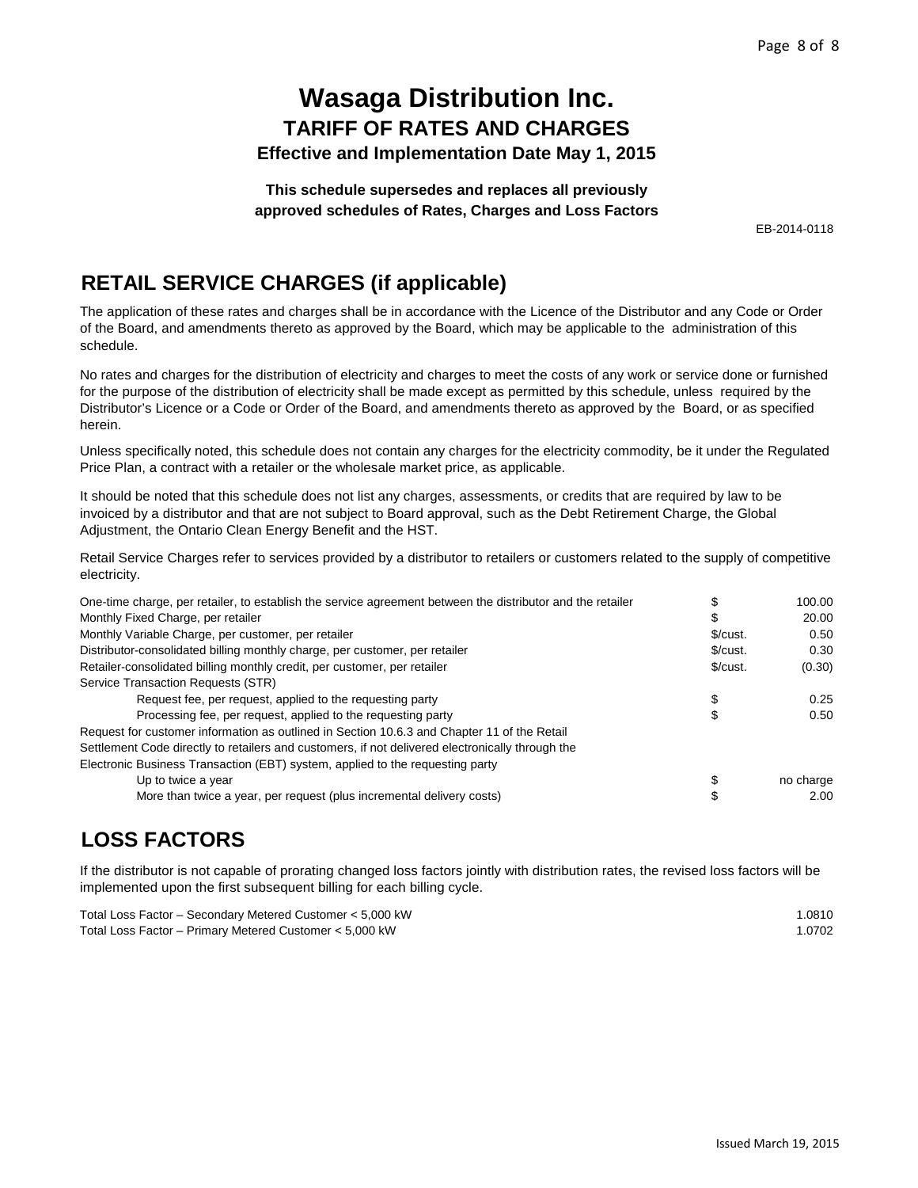# Wasaga Distribution Inc.

## TARIFF OF RATES AND CHARGES

### Effective and Implementation Date May 1, 2015

**This schedule supersedes and replaces all previously approved schedules of Rates, Charges and Loss Factors**

EB-2014-0118

## RETAIL SERVICE CHARGES (if applicable)

The application of these rates and charges shall be in accordance with the Licence of the Distributor and any Code or Order of the Board, and amendments thereto as approved by the Board, which may be applicable to the administration of this schedule.

No rates and charges for the distribution of electricity and charges to meet the costs of any work or service done or furnished for the purpose of the distribution of electricity shall be made except as permitted by this schedule, unless required by the Distributor's Licence or a Code or Order of the Board, and amendments thereto as approved by the Board, or as specified herein.

Unless specifically noted, this schedule does not contain any charges for the electricity commodity, be it under the Regulated Price Plan, a contract with a retailer or the wholesale market price, as applicable.

It should be noted that this schedule does not list any charges, assessments, or credits that are required by law to be invoiced by a distributor and that are not subject to Board approval, such as the Debt Retirement Charge, the Global Adjustment, the Ontario Clean Energy Benefit and the HST.

Retail Service Charges refer to services provided by a distributor to retailers or customers related to the supply of competitive electricity.

| | | |
|---|---|---|
| One-time charge, per retailer, to establish the service agreement between the distributor and the retailer | $ | 100.00 |
| Monthly Fixed Charge, per retailer | $ | 20.00 |
| Monthly Variable Charge, per customer, per retailer | $/cust. | 0.50 |
| Distributor-consolidated billing monthly charge, per customer, per retailer | $/cust. | 0.30 |
| Retailer-consolidated billing monthly credit, per customer, per retailer | $/cust. | (0.30) |
| Service Transaction Requests (STR) | | |
| Request fee, per request, applied to the requesting party | $ | 0.25 |
| Processing fee, per request, applied to the requesting party | $ | 0.50 |
| Request for customer information as outlined in Section 10.6.3 and Chapter 11 of the Retail Settlement Code directly to retailers and customers, if not delivered electronically through the Electronic Business Transaction (EBT) system, applied to the requesting party | | |
| Up to twice a year | $ | no charge |
| More than twice a year, per request (plus incremental delivery costs) | $ | 2.00 |

## LOSS FACTORS

If the distributor is not capable of prorating changed loss factors jointly with distribution rates, the revised loss factors will be implemented upon the first subsequent billing for each billing cycle.

| | |
|---|---|
| Total Loss Factor – Secondary Metered Customer < 5,000 kW | 1.0810 |
| Total Loss Factor – Primary Metered Customer < 5,000 kW | 1.0702 |

Issued March 19, 2015